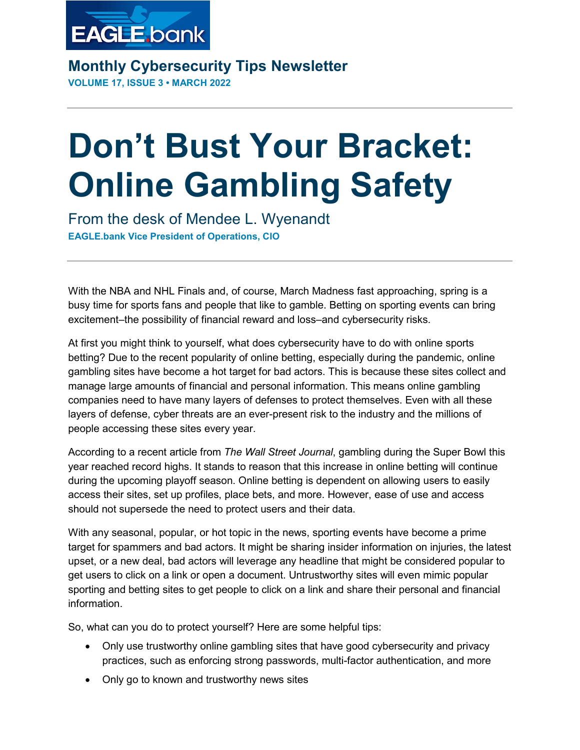EAGLE.bank

## Monthly Cybersecurity Tips Newsletter

**VOLUME 17, ISSUE 3 • MARCH 2022**

# Don't Bust Your Bracket: Online Gambling Safety

### From the desk of Mendee L. Wyenandt

**EAGLE.bank Vice President of Operations, CIO**

With the NBA and NHL Finals and, of course, March Madness fast approaching, spring is a busy time for sports fans and people that like to gamble. Betting on sporting events can bring excitement–the possibility of financial reward and loss–and cybersecurity risks.

At first you might think to yourself, what does cybersecurity have to do with online sports betting? Due to the recent popularity of online betting, especially during the pandemic, online gambling sites have become a hot target for bad actors. This is because these sites collect and manage large amounts of financial and personal information. This means online gambling companies need to have many layers of defenses to protect themselves. Even with all these layers of defense, cyber threats are an ever-present risk to the industry and the millions of people accessing these sites every year.

According to a recent article from *The Wall Street Journal*, gambling during the Super Bowl this year reached record highs. It stands to reason that this increase in online betting will continue during the upcoming playoff season. Online betting is dependent on allowing users to easily access their sites, set up profiles, place bets, and more. However, ease of use and access should not supersede the need to protect users and their data.

With any seasonal, popular, or hot topic in the news, sporting events have become a prime target for spammers and bad actors. It might be sharing insider information on injuries, the latest upset, or a new deal, bad actors will leverage any headline that might be considered popular to get users to click on a link or open a document. Untrustworthy sites will even mimic popular sporting and betting sites to get people to click on a link and share their personal and financial information.

So, what can you do to protect yourself? Here are some helpful tips:

- Only use trustworthy online gambling sites that have good cybersecurity and privacy practices, such as enforcing strong passwords, multi-factor authentication, and more
- Only go to known and trustworthy news sites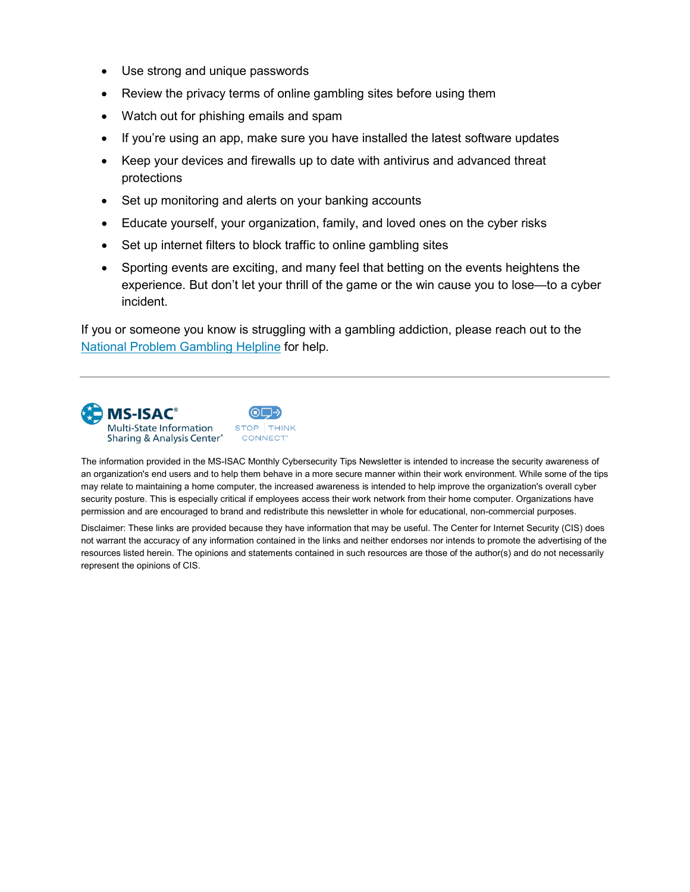- Use strong and unique passwords
- Review the privacy terms of online gambling sites before using them
- Watch out for phishing emails and spam
- If you're using an app, make sure you have installed the latest software updates
- Keep your devices and firewalls up to date with antivirus and advanced threat protections
- Set up monitoring and alerts on your banking accounts
- Educate yourself, your organization, family, and loved ones on the cyber risks
- Set up internet filters to block traffic to online gambling sites
- Sporting events are exciting, and many feel that betting on the events heightens the experience. But don't let your thrill of the game or the win cause you to lose—to a cyber incident.

If you or someone you know is struggling with a gambling addiction, please reach out to the [National Problem Gambling Helpline](#) for help.

---

MS-ISAC® Multi-State Information Sharing & Analysis Center®

STOP | THINK CONNECT™

The information provided in the MS-ISAC Monthly Cybersecurity Tips Newsletter is intended to increase the security awareness of an organization's end users and to help them behave in a more secure manner within their work environment. While some of the tips may relate to maintaining a home computer, the increased awareness is intended to help improve the organization's overall cyber security posture. This is especially critical if employees access their work network from their home computer. Organizations have permission and are encouraged to brand and redistribute this newsletter in whole for educational, non-commercial purposes.

Disclaimer: These links are provided because they have information that may be useful. The Center for Internet Security (CIS) does not warrant the accuracy of any information contained in the links and neither endorses nor intends to promote the advertising of the resources listed herein. The opinions and statements contained in such resources are those of the author(s) and do not necessarily represent the opinions of CIS.